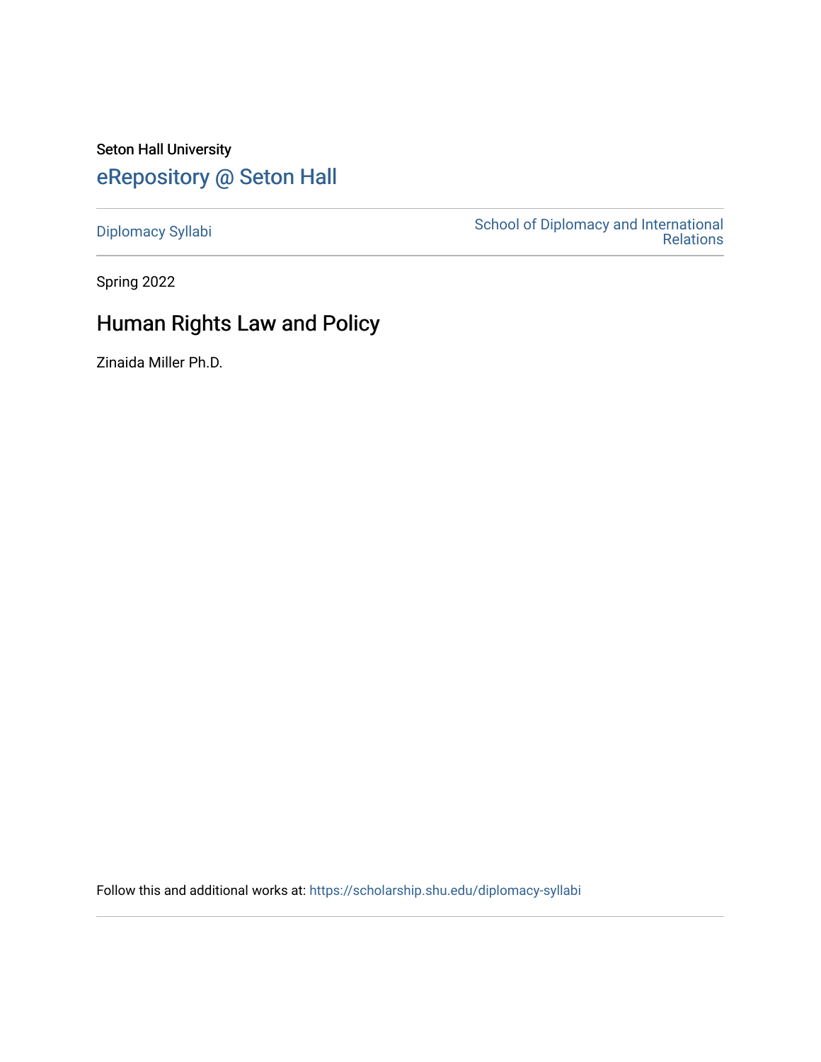Seton Hall University

eRepository @ Seton Hall

Diplomacy Syllabi

School of Diplomacy and International Relations

Spring 2022

# Human Rights Law and Policy

Zinaida Miller Ph.D.

Follow this and additional works at: https://scholarship.shu.edu/diplomacy-syllabi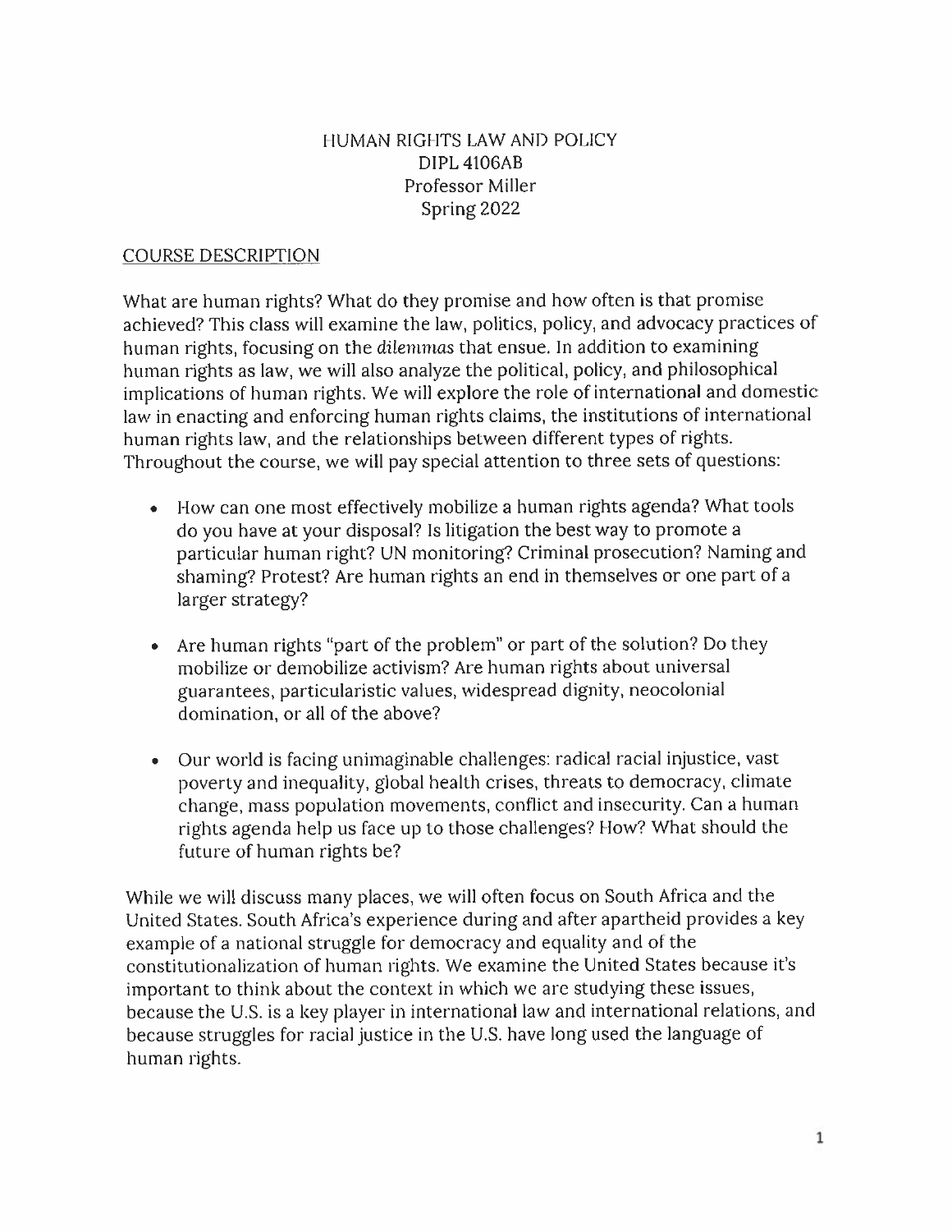# HUMAN RIGHTS LAW AND POLICY

DIPL 4106AB
Professor Miller
Spring 2022

## COURSE DESCRIPTION

What are human rights? What do they promise and how often is that promise achieved? This class will examine the law, politics, policy, and advocacy practices of human rights, focusing on the *dilemmas* that ensue. In addition to examining human rights as law, we will also analyze the political, policy, and philosophical implications of human rights. We will explore the role of international and domestic law in enacting and enforcing human rights claims, the institutions of international human rights law, and the relationships between different types of rights. Throughout the course, we will pay special attention to three sets of questions:

- How can one most effectively mobilize a human rights agenda? What tools do you have at your disposal? Is litigation the best way to promote a particular human right? UN monitoring? Criminal prosecution? Naming and shaming? Protest? Are human rights an end in themselves or one part of a larger strategy?

- Are human rights "part of the problem" or part of the solution? Do they mobilize or demobilize activism? Are human rights about universal guarantees, particularistic values, widespread dignity, neocolonial domination, or all of the above?

- Our world is facing unimaginable challenges: radical racial injustice, vast poverty and inequality, global health crises, threats to democracy, climate change, mass population movements, conflict and insecurity. Can a human rights agenda help us face up to those challenges? How? What should the future of human rights be?

While we will discuss many places, we will often focus on South Africa and the United States. South Africa's experience during and after apartheid provides a key example of a national struggle for democracy and equality and of the constitutionalization of human rights. We examine the United States because it's important to think about the context in which we are studying these issues, because the U.S. is a key player in international law and international relations, and because struggles for racial justice in the U.S. have long used the language of human rights.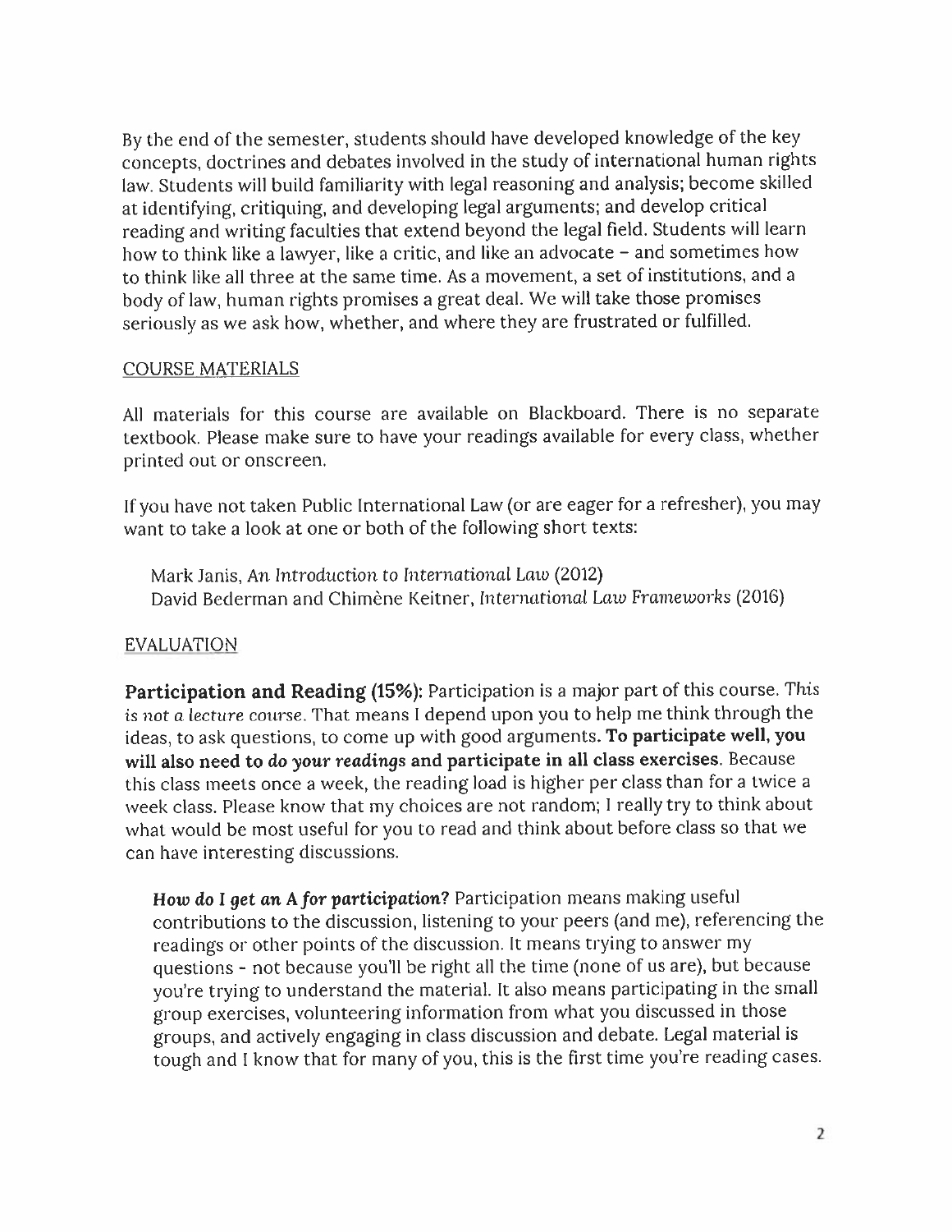By the end of the semester, students should have developed knowledge of the key concepts, doctrines and debates involved in the study of international human rights law. Students will build familiarity with legal reasoning and analysis; become skilled at identifying, critiquing, and developing legal arguments; and develop critical reading and writing faculties that extend beyond the legal field. Students will learn how to think like a lawyer, like a critic, and like an advocate – and sometimes how to think like all three at the same time. As a movement, a set of institutions, and a body of law, human rights promises a great deal. We will take those promises seriously as we ask how, whether, and where they are frustrated or fulfilled.

## COURSE MATERIALS

All materials for this course are available on Blackboard. There is no separate textbook. Please make sure to have your readings available for every class, whether printed out or onscreen.

If you have not taken Public International Law (or are eager for a refresher), you may want to take a look at one or both of the following short texts:

> Mark Janis, *An Introduction to International Law* (2012)
> David Bederman and Chimène Keitner, *International Law Frameworks* (2016)

## EVALUATION

**Participation and Reading (15%):** Participation is a major part of this course. *This is not a lecture course.* That means I depend upon you to help me think through the ideas, to ask questions, to come up with good arguments. **To participate well, you will also need to *do your readings* and participate in all class exercises.** Because this class meets once a week, the reading load is higher per class than for a twice a week class. Please know that my choices are not random; I really try to think about what would be most useful for you to read and think about before class so that we can have interesting discussions.

> ***How do I get an A for participation?*** Participation means making useful contributions to the discussion, listening to your peers (and me), referencing the readings or other points of the discussion. It means trying to answer my questions - not because you'll be right all the time (none of us are), but because you're trying to understand the material. It also means participating in the small group exercises, volunteering information from what you discussed in those groups, and actively engaging in class discussion and debate. Legal material is tough and I know that for many of you, this is the first time you're reading cases.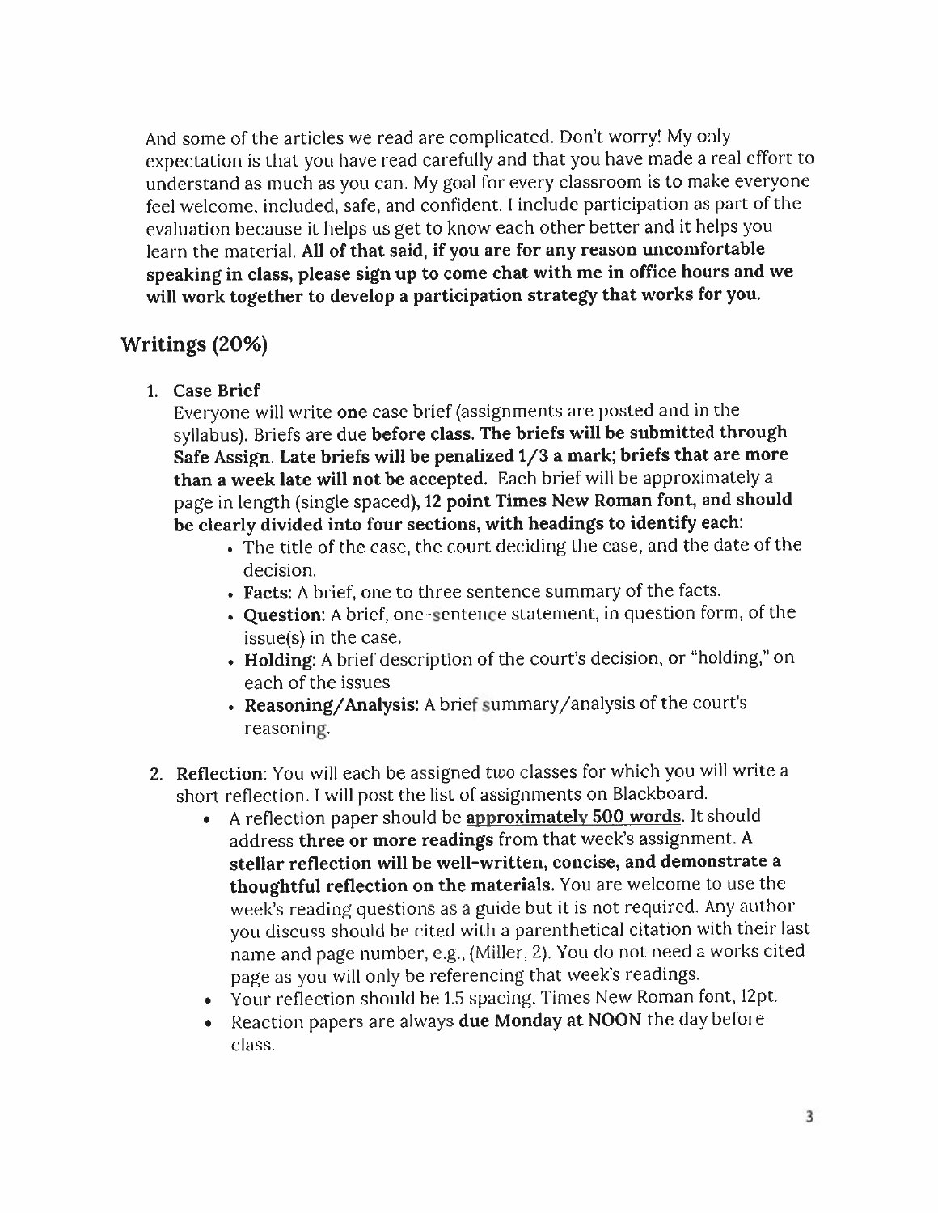And some of the articles we read are complicated. Don't worry! My only expectation is that you have read carefully and that you have made a real effort to understand as much as you can. My goal for every classroom is to make everyone feel welcome, included, safe, and confident. I include participation as part of the evaluation because it helps us get to know each other better and it helps you learn the material. **All of that said, if you are for any reason uncomfortable speaking in class, please sign up to come chat with me in office hours and we will work together to develop a participation strategy that works for you.**

## Writings (20%)

1. **Case Brief**
   Everyone will write **one** case brief (assignments are posted and in the syllabus). Briefs are due **before class. The briefs will be submitted through Safe Assign. Late briefs will be penalized 1/3 a mark; briefs that are more than a week late will not be accepted.** Each brief will be approximately a page in length (single spaced), **12 point Times New Roman font, and should be clearly divided into four sections, with headings to identify each:**
   - The title of the case, the court deciding the case, and the date of the decision.
   - **Facts:** A brief, one to three sentence summary of the facts.
   - **Question:** A brief, one-sentence statement, in question form, of the issue(s) in the case.
   - **Holding:** A brief description of the court's decision, or "holding," on each of the issues
   - **Reasoning/Analysis:** A brief summary/analysis of the court's reasoning.

2. **Reflection**: You will each be assigned *two* classes for which you will write a short reflection. I will post the list of assignments on Blackboard.
   - A reflection paper should be **approximately 500 words**. It should address **three or more readings** from that week's assignment. **A stellar reflection will be well-written, concise, and demonstrate a thoughtful reflection on the materials.** You are welcome to use the week's reading questions as a guide but it is not required. Any author you discuss should be cited with a parenthetical citation with their last name and page number, e.g., (Miller, 2). You do not need a works cited page as you will only be referencing that week's readings.
   - Your reflection should be 1.5 spacing, Times New Roman font, 12pt.
   - Reaction papers are always **due Monday at NOON** the day before class.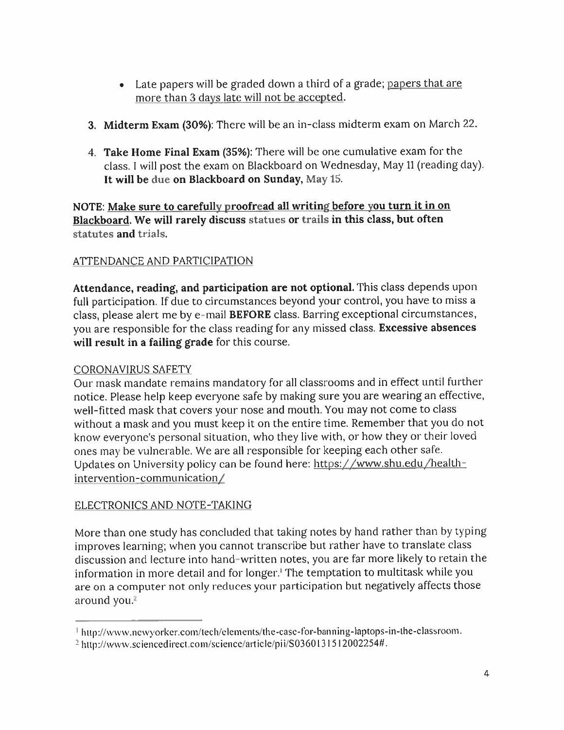- Late papers will be graded down a third of a grade; papers that are more than 3 days late will not be accepted.

3. **Midterm Exam (30%)**: There will be an in-class midterm exam on March 22.

4. **Take Home Final Exam (35%)**: There will be one cumulative exam for the class. I will post the exam on Blackboard on Wednesday, May 11 (reading day). **It will be due on Blackboard on Sunday, May 15.**

**NOTE: Make sure to carefully proofread all writing before you turn it in on Blackboard. We will rarely discuss statues or trails in this class, but often statutes and trials.**

## ATTENDANCE AND PARTICIPATION

**Attendance, reading, and participation are not optional.** This class depends upon full participation. If due to circumstances beyond your control, you have to miss a class, please alert me by e-mail **BEFORE** class. Barring exceptional circumstances, you are responsible for the class reading for any missed class. **Excessive absences will result in a failing grade** for this course.

## CORONAVIRUS SAFETY

Our mask mandate remains mandatory for all classrooms and in effect until further notice. Please help keep everyone safe by making sure you are wearing an effective, well-fitted mask that covers your nose and mouth. You may not come to class without a mask and you must keep it on the entire time. Remember that you do not know everyone's personal situation, who they live with, or how they or their loved ones may be vulnerable. We are all responsible for keeping each other safe. Updates on University policy can be found here: https://www.shu.edu/health-intervention-communication/

## ELECTRONICS AND NOTE-TAKING

More than one study has concluded that taking notes by hand rather than by typing improves learning; when you cannot transcribe but rather have to translate class discussion and lecture into hand-written notes, you are far more likely to retain the information in more detail and for longer.[1] The temptation to multitask while you are on a computer not only reduces your participation but negatively affects those around you.[2]

---

[1] http://www.newyorker.com/tech/elements/the-case-for-banning-laptops-in-the-classroom.

[2] http://www.sciencedirect.com/science/article/pii/S0360131512002254#.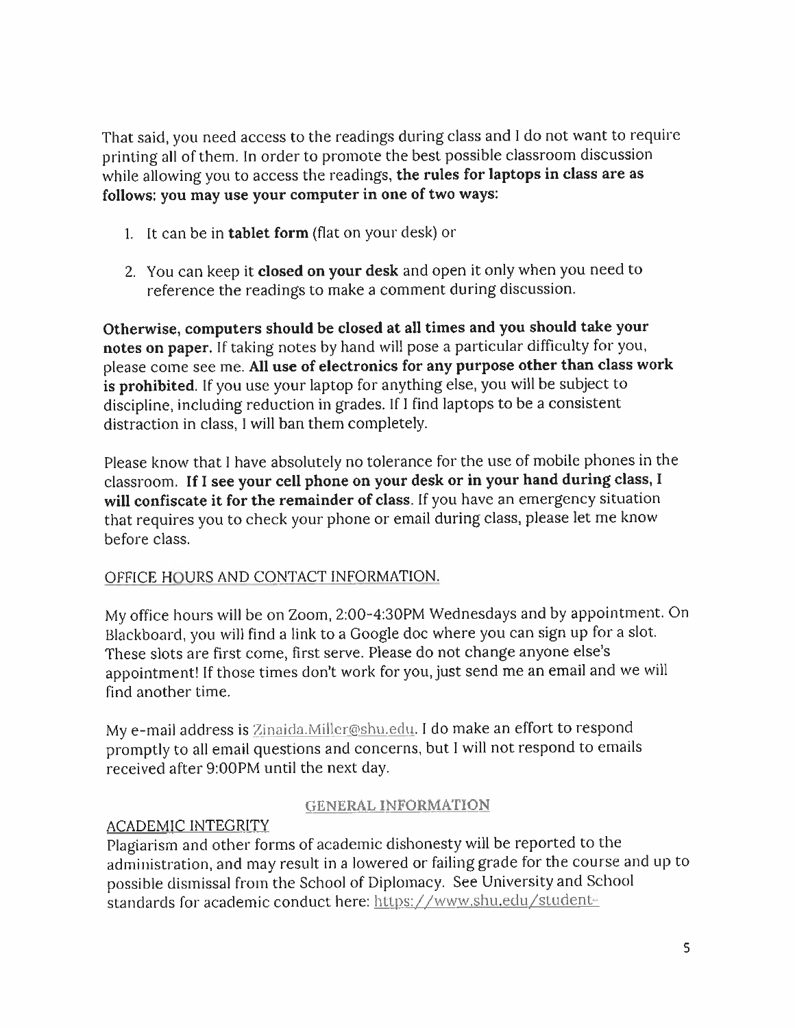That said, you need access to the readings during class and I do not want to require printing all of them. In order to promote the best possible classroom discussion while allowing you to access the readings, **the rules for laptops in class are as follows: you may use your computer in one of two ways:**

1. It can be in **tablet form** (flat on your desk) or

2. You can keep it **closed on your desk** and open it only when you need to reference the readings to make a comment during discussion.

**Otherwise, computers should be closed at all times and you should take your notes on paper.** If taking notes by hand will pose a particular difficulty for you, please come see me. **All use of electronics for any purpose other than class work is prohibited.** If you use your laptop for anything else, you will be subject to discipline, including reduction in grades. If I find laptops to be a consistent distraction in class, I will ban them completely.

Please know that I have absolutely no tolerance for the use of mobile phones in the classroom. **If I see your cell phone on your desk or in your hand during class, I will confiscate it for the remainder of class.** If you have an emergency situation that requires you to check your phone or email during class, please let me know before class.

OFFICE HOURS AND CONTACT INFORMATION.

My office hours will be on Zoom, 2:00-4:30PM Wednesdays and by appointment. On Blackboard, you will find a link to a Google doc where you can sign up for a slot. These slots are first come, first serve. Please do not change anyone else's appointment! If those times don't work for you, just send me an email and we will find another time.

My e-mail address is Zinaida.Miller@shu.edu. I do make an effort to respond promptly to all email questions and concerns, but I will not respond to emails received after 9:00PM until the next day.

## GENERAL INFORMATION

ACADEMIC INTEGRITY

Plagiarism and other forms of academic dishonesty will be reported to the administration, and may result in a lowered or failing grade for the course and up to possible dismissal from the School of Diplomacy. See University and School standards for academic conduct here: https://www.shu.edu/student-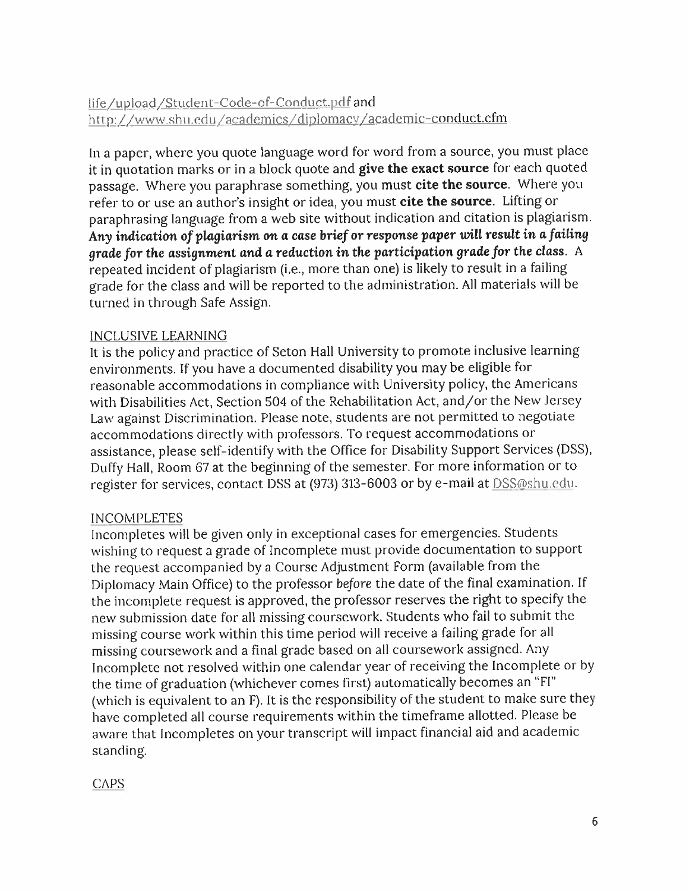life/upload/Student-Code-of-Conduct.pdf and http://www.shu.edu/academics/diplomacy/academic-conduct.cfm

In a paper, where you quote language word for word from a source, you must place it in quotation marks or in a block quote and **give the exact source** for each quoted passage. Where you paraphrase something, you must **cite the source**. Where you refer to or use an author's insight or idea, you must **cite the source**. Lifting or paraphrasing language from a web site without indication and citation is plagiarism. ***Any indication of plagiarism on a case brief or response paper will result in a failing grade for the assignment and a reduction in the participation grade for the class.*** A repeated incident of plagiarism (i.e., more than one) is likely to result in a failing grade for the class and will be reported to the administration. All materials will be turned in through Safe Assign.

INCLUSIVE LEARNING

It is the policy and practice of Seton Hall University to promote inclusive learning environments. If you have a documented disability you may be eligible for reasonable accommodations in compliance with University policy, the Americans with Disabilities Act, Section 504 of the Rehabilitation Act, and/or the New Jersey Law against Discrimination. Please note, students are not permitted to negotiate accommodations directly with professors. To request accommodations or assistance, please self-identify with the Office for Disability Support Services (DSS), Duffy Hall, Room 67 at the beginning of the semester. For more information or to register for services, contact DSS at (973) 313-6003 or by e-mail at DSS@shu.edu.

INCOMPLETES

Incompletes will be given only in exceptional cases for emergencies. Students wishing to request a grade of Incomplete must provide documentation to support the request accompanied by a Course Adjustment Form (available from the Diplomacy Main Office) to the professor *before* the date of the final examination. If the incomplete request is approved, the professor reserves the right to specify the new submission date for all missing coursework. Students who fail to submit the missing course work within this time period will receive a failing grade for all missing coursework and a final grade based on all coursework assigned. Any Incomplete not resolved within one calendar year of receiving the Incomplete or by the time of graduation (whichever comes first) automatically becomes an "FI" (which is equivalent to an F). It is the responsibility of the student to make sure they have completed all course requirements within the timeframe allotted. Please be aware that Incompletes on your transcript will impact financial aid and academic standing.

CAPS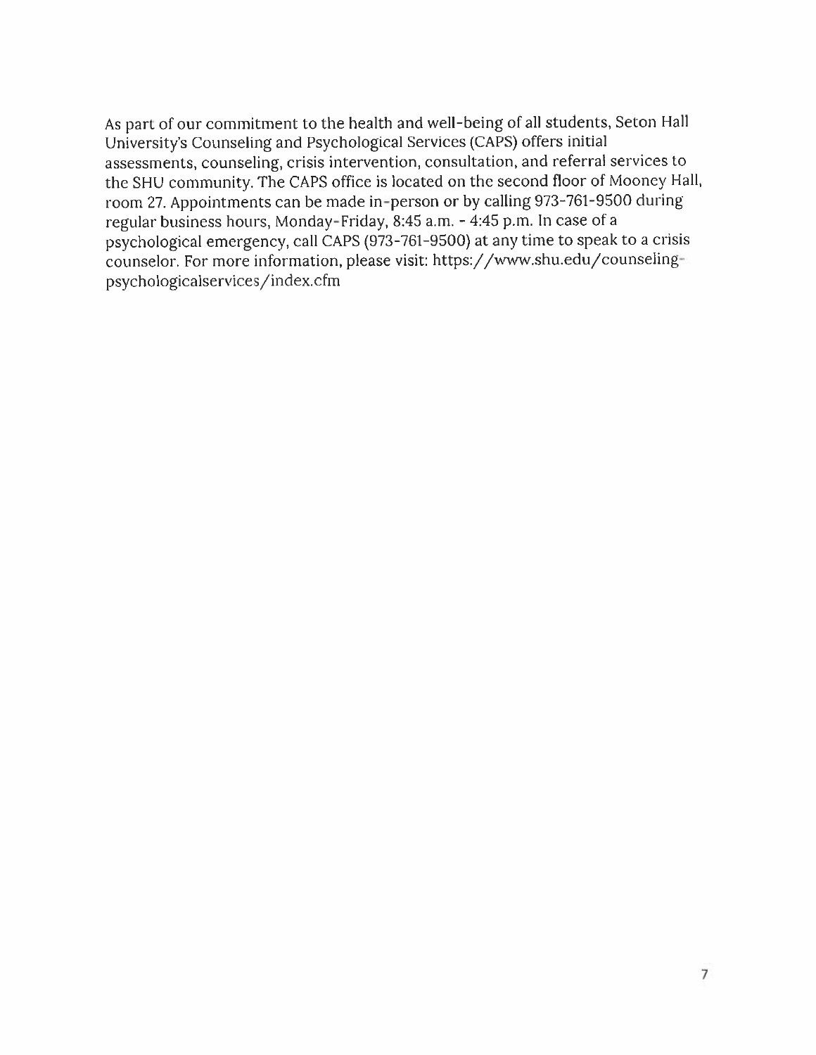As part of our commitment to the health and well-being of all students, Seton Hall University's Counseling and Psychological Services (CAPS) offers initial assessments, counseling, crisis intervention, consultation, and referral services to the SHU community. The CAPS office is located on the second floor of Mooney Hall, room 27. Appointments can be made in-person or by calling 973-761-9500 during regular business hours, Monday-Friday, 8:45 a.m. - 4:45 p.m. In case of a psychological emergency, call CAPS (973-761-9500) at any time to speak to a crisis counselor. For more information, please visit: https://www.shu.edu/counseling-psychologicalservices/index.cfm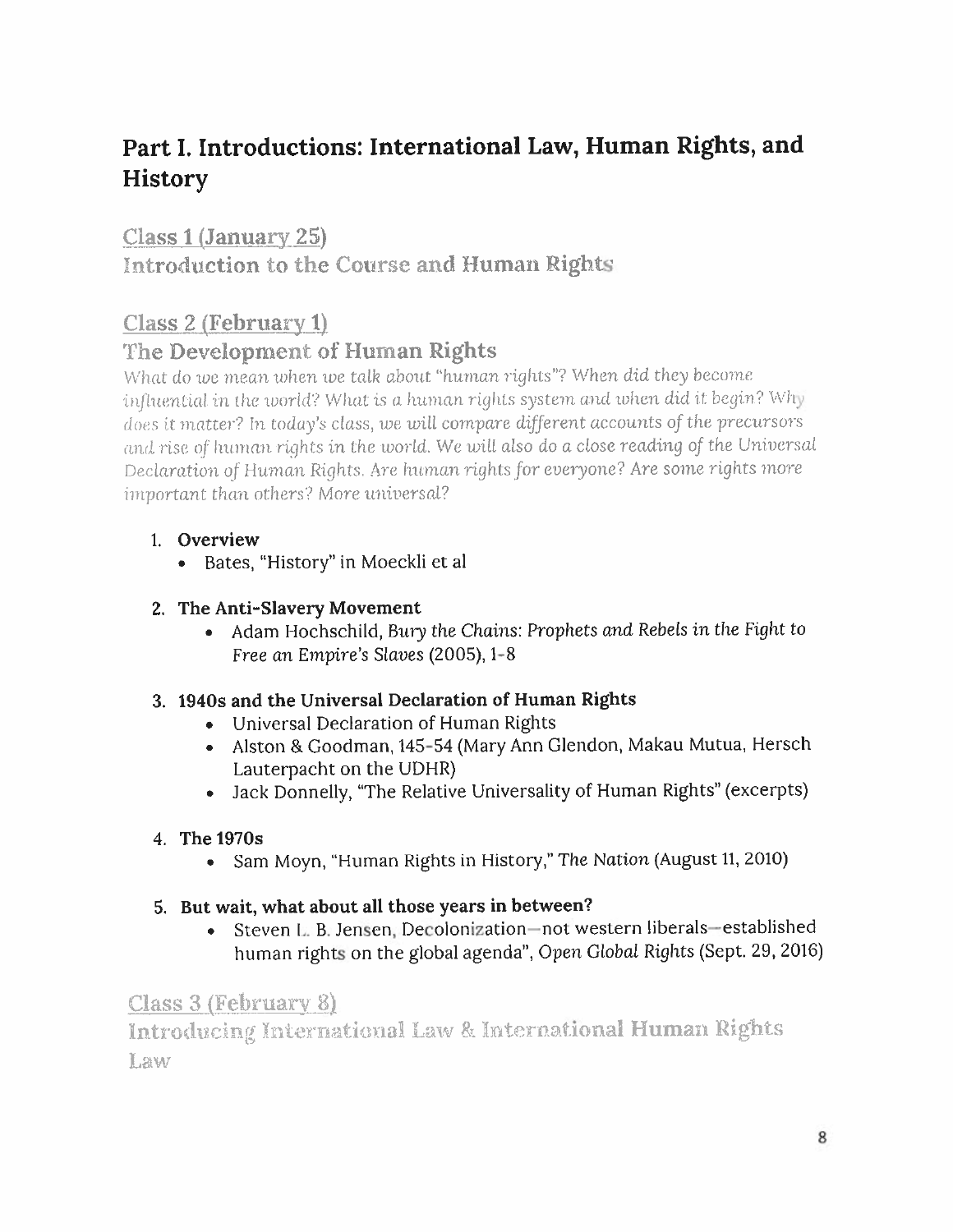## Part I. Introductions: International Law, Human Rights, and History

### Class 1 (January 25)
### Introduction to the Course and Human Rights

### Class 2 (February 1)
### The Development of Human Rights

*What do we mean when we talk about "human rights"? When did they become influential in the world? What is a human rights system and when did it begin? Why does it matter? In today's class, we will compare different accounts of the precursors and rise of human rights in the world. We will also do a close reading of the Universal Declaration of Human Rights. Are human rights for everyone? Are some rights more important than others? More universal?*

1. **Overview**
   - Bates, "History" in Moeckli et al

2. **The Anti-Slavery Movement**
   - Adam Hochschild, *Bury the Chains: Prophets and Rebels in the Fight to Free an Empire's Slaves* (2005), 1-8

3. **1940s and the Universal Declaration of Human Rights**
   - Universal Declaration of Human Rights
   - Alston & Goodman, 145-54 (Mary Ann Glendon, Makau Mutua, Hersch Lauterpacht on the UDHR)
   - Jack Donnelly, "The Relative Universality of Human Rights" (excerpts)

4. **The 1970s**
   - Sam Moyn, "Human Rights in History," *The Nation* (August 11, 2010)

5. **But wait, what about all those years in between?**
   - Steven L. B. Jensen, Decolonization—not western liberals—established human rights on the global agenda", *Open Global Rights* (Sept. 29, 2016)

### Class 3 (February 8)
### Introducing International Law & International Human Rights Law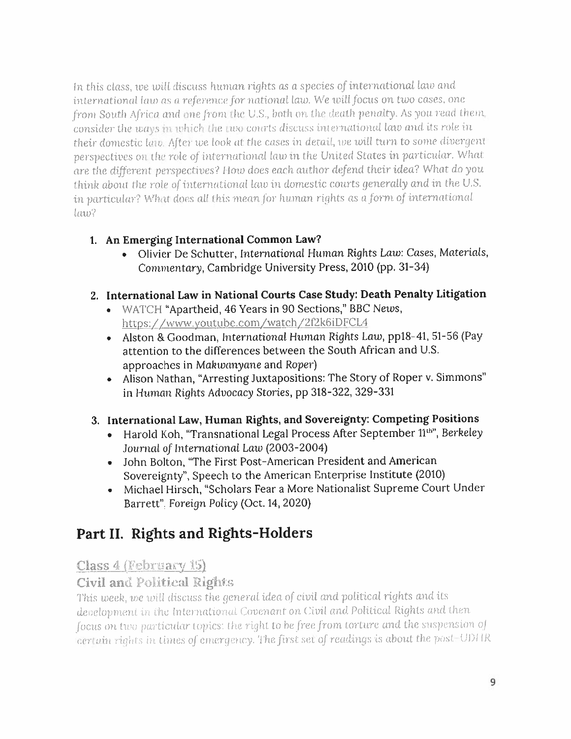*In this class, we will discuss human rights as a species of international law and international law as a reference for national law. We will focus on two cases, one from South Africa and one from the U.S., both on the death penalty. As you read them, consider the ways in which the two courts discuss international law and its role in their domestic law. After we look at the cases in detail, we will turn to some divergent perspectives on the role of international law in the United States in particular. What are the different perspectives? How does each author defend their idea? What do you think about the role of international law in domestic courts generally and in the U.S. in particular? What does all this mean for human rights as a form of international law?*

1. **An Emerging International Common Law?**
   - Olivier De Schutter, *International Human Rights Law: Cases, Materials, Commentary*, Cambridge University Press, 2010 (pp. 31-34)

2. **International Law in National Courts Case Study: Death Penalty Litigation**
   - WATCH "Apartheid, 46 Years in 90 Sections," BBC *News*, https://www.youtube.com/watch/2f2k6iDFCL4
   - Alston & Goodman, *International Human Rights Law*, pp18-41, 51-56 (Pay attention to the differences between the South African and U.S. approaches in *Makwanyane* and *Roper*)
   - Alison Nathan, "Arresting Juxtapositions: The Story of Roper v. Simmons" in *Human Rights Advocacy Stories*, pp 318-322, 329-331

3. **International Law, Human Rights, and Sovereignty: Competing Positions**
   - Harold Koh, "Transnational Legal Process After September 11th", *Berkeley Journal of International Law* (2003-2004)
   - John Bolton, "The First Post-American President and American Sovereignty", Speech to the American Enterprise Institute (2010)
   - Michael Hirsch, "Scholars Fear a More Nationalist Supreme Court Under Barrett", *Foreign Policy* (Oct. 14, 2020)

# Part II. Rights and Rights-Holders

## Class 4 (February 15)

## Civil and Political Rights

*This week, we will discuss the general idea of civil and political rights and its development in the International Covenant on Civil and Political Rights and then focus on two particular topics: the right to be free from torture and the suspension of certain rights in times of emergency. The first set of readings is about the post-UDHR*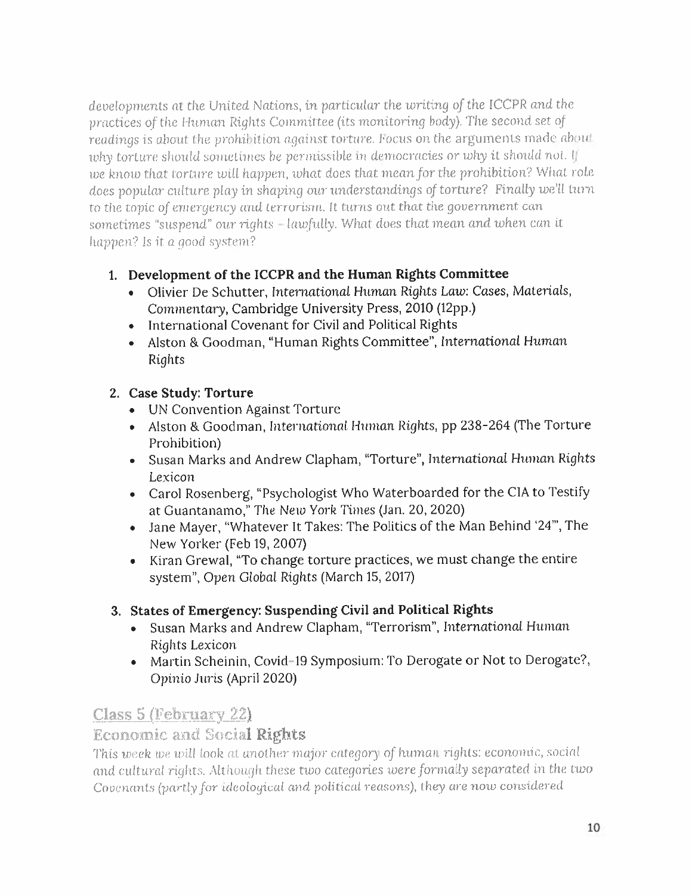*developments at the United Nations, in particular the writing of the ICCPR and the practices of the Human Rights Committee (its monitoring body). The second set of readings is about the prohibition against torture. Focus on the arguments made about why torture should sometimes be permissible in democracies or why it should not. If we know that torture will happen, what does that mean for the prohibition? What role does popular culture play in shaping our understandings of torture? Finally we'll turn to the topic of emergency and terrorism. It turns out that the government can sometimes "suspend" our rights – lawfully. What does that mean and when can it happen? Is it a good system?*

1. **Development of the ICCPR and the Human Rights Committee**
   - Olivier De Schutter, *International Human Rights Law: Cases, Materials, Commentary*, Cambridge University Press, 2010 (12pp.)
   - International Covenant for Civil and Political Rights
   - Alston & Goodman, "Human Rights Committee", *International Human Rights*

2. **Case Study: Torture**
   - UN Convention Against Torture
   - Alston & Goodman, *International Human Rights*, pp 238-264 (The Torture Prohibition)
   - Susan Marks and Andrew Clapham, "Torture", *International Human Rights Lexicon*
   - Carol Rosenberg, "Psychologist Who Waterboarded for the CIA to Testify at Guantanamo," *The New York Times* (Jan. 20, 2020)
   - Jane Mayer, "Whatever It Takes: The Politics of the Man Behind '24'", The New Yorker (Feb 19, 2007)
   - Kiran Grewal, "To change torture practices, we must change the entire system", *Open Global Rights* (March 15, 2017)

3. **States of Emergency: Suspending Civil and Political Rights**
   - Susan Marks and Andrew Clapham, "Terrorism", *International Human Rights Lexicon*
   - Martin Scheinin, Covid-19 Symposium: To Derogate or Not to Derogate?, *Opinio Juris* (April 2020)

## Class 5 (February 22)

## Economic and Social Rights

*This week we will look at another major category of human rights: economic, social and cultural rights. Although these two categories were formally separated in the two Covenants (partly for ideological and political reasons), they are now considered*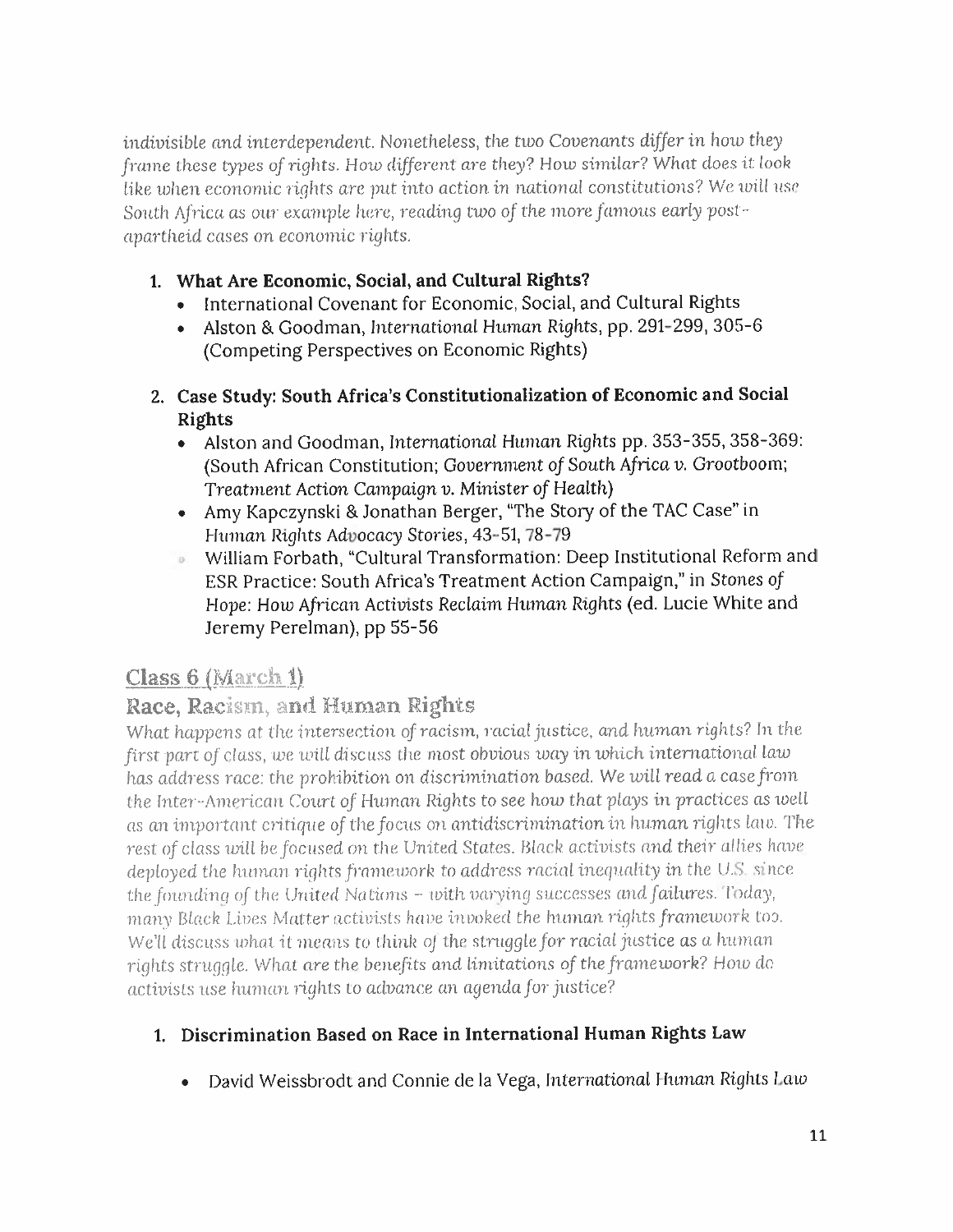*indivisible and interdependent. Nonetheless, the two Covenants differ in how they frame these types of rights. How different are they? How similar? What does it look like when economic rights are put into action in national constitutions? We will use South Africa as our example here, reading two of the more famous early post-apartheid cases on economic rights.*

1. **What Are Economic, Social, and Cultural Rights?**
   - International Covenant for Economic, Social, and Cultural Rights
   - Alston & Goodman, *International Human Rights*, pp. 291-299, 305-6 (Competing Perspectives on Economic Rights)

2. **Case Study: South Africa's Constitutionalization of Economic and Social Rights**
   - Alston and Goodman, *International Human Rights* pp. 353-355, 358-369: (South African Constitution; *Government of South Africa v. Grootboom; Treatment Action Campaign v. Minister of Health*)
   - Amy Kapczynski & Jonathan Berger, "The Story of the TAC Case" in *Human Rights Advocacy Stories*, 43-51, 78-79
   - William Forbath, "Cultural Transformation: Deep Institutional Reform and ESR Practice: South Africa's Treatment Action Campaign," in *Stones of Hope: How African Activists Reclaim Human Rights* (ed. Lucie White and Jeremy Perelman), pp 55-56

## Class 6 (March 1)

## Race, Racism, and Human Rights

*What happens at the intersection of racism, racial justice, and human rights? In the first part of class, we will discuss the most obvious way in which international law has address race: the prohibition on discrimination based. We will read a case from the Inter-American Court of Human Rights to see how that plays in practices as well as an important critique of the focus on antidiscrimination in human rights law. The rest of class will be focused on the United States. Black activists and their allies have deployed the human rights framework to address racial inequality in the U.S. since the founding of the United Nations – with varying successes and failures. Today, many Black Lives Matter activists have invoked the human rights framework too. We'll discuss what it means to think of the struggle for racial justice as a human rights struggle. What are the benefits and limitations of the framework? How do activists use human rights to advance an agenda for justice?*

1. **Discrimination Based on Race in International Human Rights Law**
   - David Weissbrodt and Connie de la Vega, *International Human Rights Law*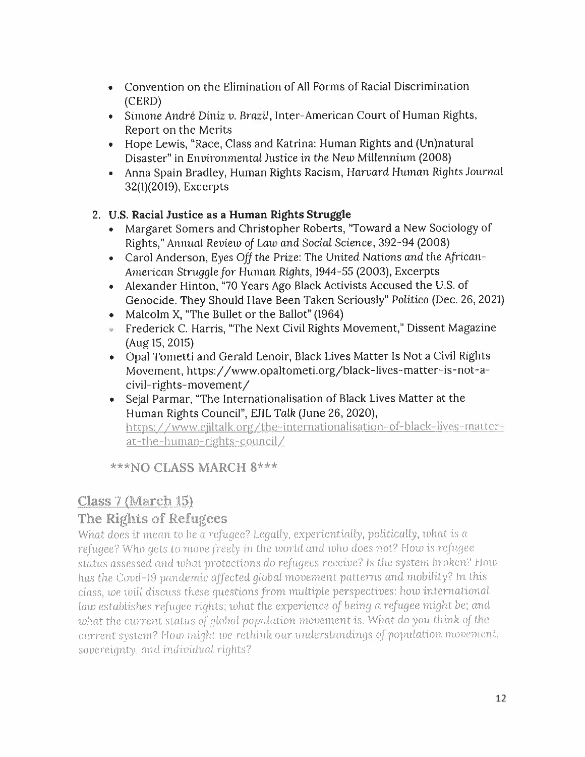- Convention on the Elimination of All Forms of Racial Discrimination (CERD)
- *Simone André Diniz v. Brazil*, Inter-American Court of Human Rights, Report on the Merits
- Hope Lewis, "Race, Class and Katrina: Human Rights and (Un)natural Disaster" in *Environmental Justice in the New Millennium* (2008)
- Anna Spain Bradley, Human Rights Racism, *Harvard Human Rights Journal* 32(1)(2019), Excerpts

2. **U.S. Racial Justice as a Human Rights Struggle**
   - Margaret Somers and Christopher Roberts, "Toward a New Sociology of Rights," *Annual Review of Law and Social Science*, 392-94 (2008)
   - Carol Anderson, *Eyes Off the Prize: The United Nations and the African-American Struggle for Human Rights, 1944-55* (2003), Excerpts
   - Alexander Hinton, "70 Years Ago Black Activists Accused the U.S. of Genocide. They Should Have Been Taken Seriously" *Politico* (Dec. 26, 2021)
   - Malcolm X, "The Bullet or the Ballot" (1964)
   - Frederick C. Harris, "The Next Civil Rights Movement," Dissent Magazine (Aug 15, 2015)
   - Opal Tometti and Gerald Lenoir, Black Lives Matter Is Not a Civil Rights Movement, https://www.opaltometi.org/black-lives-matter-is-not-a-civil-rights-movement/
   - Sejal Parmar, "The Internationalisation of Black Lives Matter at the Human Rights Council", *EJIL Talk* (June 26, 2020), https://www.ejiltalk.org/the-internationalisation-of-black-lives-matter-at-the-human-rights-council/

***NO CLASS MARCH 8***

## Class 7 (March 15)

## The Rights of Refugees

*What does it mean to be a refugee? Legally, experientially, politically, what is a refugee? Who gets to move freely in the world and who does not? How is refugee status assessed and what protections do refugees receive? Is the system broken? How has the Covd-19 pandemic affected global movement patterns and mobility? In this class, we will discuss these questions from multiple perspectives: how international law establishes refugee rights; what the experience of being a refugee might be; and what the current status of global population movement is. What do you think of the current system? How might we rethink our understandings of population movement, sovereignty, and individual rights?*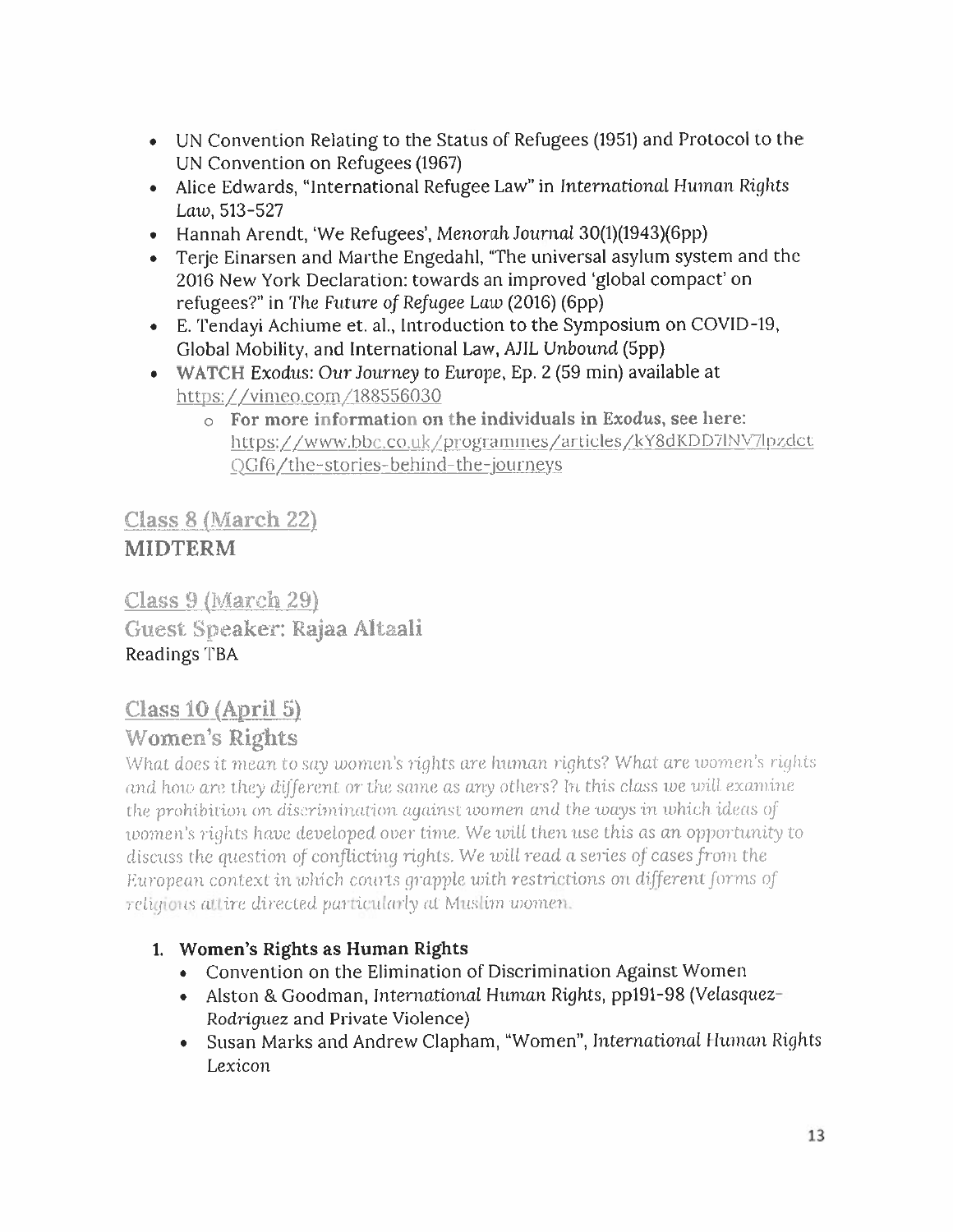- UN Convention Relating to the Status of Refugees (1951) and Protocol to the UN Convention on Refugees (1967)
- Alice Edwards, "International Refugee Law" in *International Human Rights Law*, 513-527
- Hannah Arendt, 'We Refugees', *Menorah Journal* 30(1)(1943)(6pp)
- Terje Einarsen and Marthe Engedahl, "The universal asylum system and the 2016 New York Declaration: towards an improved 'global compact' on refugees?" in *The Future of Refugee Law* (2016) (6pp)
- E. Tendayi Achiume et. al., Introduction to the Symposium on COVID-19, Global Mobility, and International Law, *AJIL Unbound* (5pp)
- **WATCH** *Exodus: Our Journey to Europe*, Ep. 2 (59 min) available at https://vimeo.com/188556030
    - **For more information on the individuals in Exodus, see here:** https://www.bbc.co.uk/programmes/articles/kY8dKDD7lNV7lpzdctQGf6/the-stories-behind-the-journeys

## Class 8 (March 22)
## MIDTERM

## Class 9 (March 29)
## Guest Speaker: Rajaa Altaali
Readings TBA

## Class 10 (April 5)
## Women's Rights

*What does it mean to say women's rights are human rights? What are women's rights and how are they different or the same as any others? In this class we will examine the prohibition on discrimination against women and the ways in which ideas of women's rights have developed over time. We will then use this as an opportunity to discuss the question of conflicting rights. We will read a series of cases from the European context in which courts grapple with restrictions on different forms of religious attire directed particularly at Muslim women.*

1. **Women's Rights as Human Rights**
    - Convention on the Elimination of Discrimination Against Women
    - Alston & Goodman, *International Human Rights*, pp191-98 (*Velasquez-Rodriguez* and Private Violence)
    - Susan Marks and Andrew Clapham, "Women", *International Human Rights Lexicon*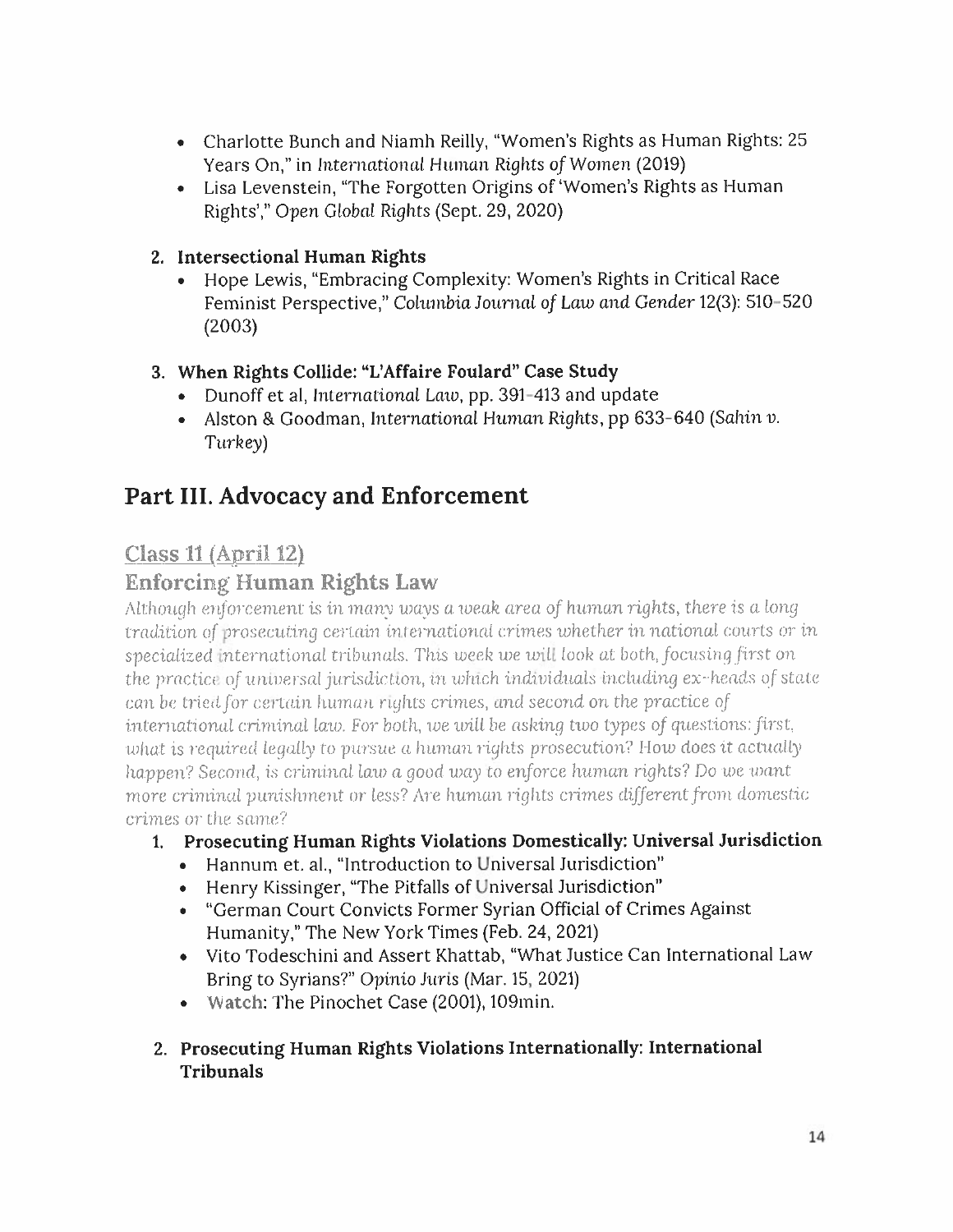- Charlotte Bunch and Niamh Reilly, "Women's Rights as Human Rights: 25 Years On," in *International Human Rights of Women* (2019)
- Lisa Levenstein, "The Forgotten Origins of 'Women's Rights as Human Rights'," *Open Global Rights* (Sept. 29, 2020)

2. **Intersectional Human Rights**
   - Hope Lewis, "Embracing Complexity: Women's Rights in Critical Race Feminist Perspective," *Columbia Journal of Law and Gender* 12(3): 510-520 (2003)

3. **When Rights Collide: "L'Affaire Foulard" Case Study**
   - Dunoff et al, *International Law*, pp. 391-413 and update
   - Alston & Goodman, *International Human Rights*, pp 633-640 (*Sahin v. Turkey*)

# Part III. Advocacy and Enforcement

## Class 11 (April 12)

## Enforcing Human Rights Law

*Although enforcement is in many ways a weak area of human rights, there is a long tradition of prosecuting certain international crimes whether in national courts or in specialized international tribunals. This week we will look at both, focusing first on the practice of universal jurisdiction, in which individuals including ex-heads of state can be tried for certain human rights crimes, and second on the practice of international criminal law. For both, we will be asking two types of questions: first, what is required legally to pursue a human rights prosecution? How does it actually happen? Second, is criminal law a good way to enforce human rights? Do we want more criminal punishment or less? Are human rights crimes different from domestic crimes or the same?*

1. **Prosecuting Human Rights Violations Domestically: Universal Jurisdiction**
   - Hannum et. al., "Introduction to Universal Jurisdiction"
   - Henry Kissinger, "The Pitfalls of Universal Jurisdiction"
   - "German Court Convicts Former Syrian Official of Crimes Against Humanity," The New York Times (Feb. 24, 2021)
   - Vito Todeschini and Assert Khattab, "What Justice Can International Law Bring to Syrians?" *Opinio Juris* (Mar. 15, 2021)
   - Watch: The Pinochet Case (2001), 109min.

2. **Prosecuting Human Rights Violations Internationally: International Tribunals**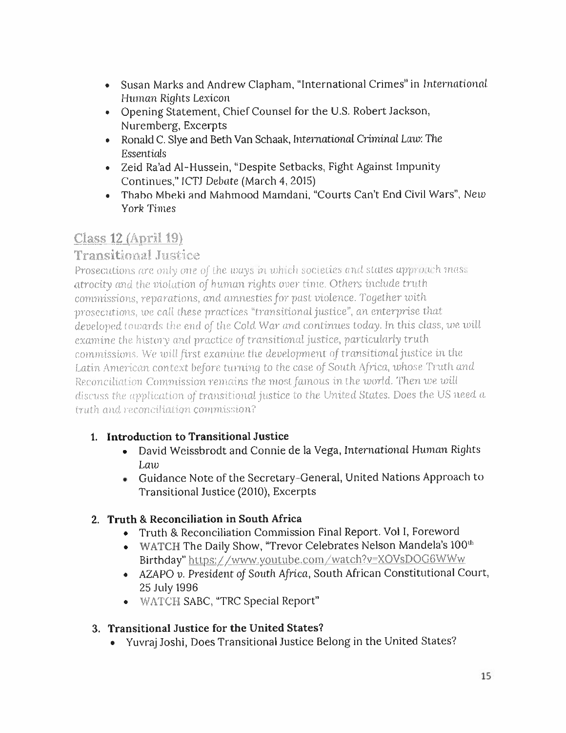- Susan Marks and Andrew Clapham, "International Crimes" in *International Human Rights Lexicon*
- Opening Statement, Chief Counsel for the U.S. Robert Jackson, Nuremberg, Excerpts
- Ronald C. Slye and Beth Van Schaak, *International Criminal Law: The Essentials*
- Zeid Ra'ad Al-Hussein, "Despite Setbacks, Fight Against Impunity Continues," *ICTJ Debate* (March 4, 2015)
- Thabo Mbeki and Mahmood Mamdani, "Courts Can't End Civil Wars", *New York Times*

## Class 12 (April 19)

## Transitional Justice

*Prosecutions are only one of the ways in which societies and states approach mass atrocity and the violation of human rights over time. Others include truth commissions, reparations, and amnesties for past violence. Together with prosecutions, we call these practices "transitional justice", an enterprise that developed towards the end of the Cold War and continues today. In this class, we will examine the history and practice of transitional justice, particularly truth commissions. We will first examine the development of transitional justice in the Latin American context before turning to the case of South Africa, whose Truth and Reconciliation Commission remains the most famous in the world. Then we will discuss the application of transitional justice to the United States. Does the US need a truth and reconciliation commission?*

1. **Introduction to Transitional Justice**
   - David Weissbrodt and Connie de la Vega, *International Human Rights Law*
   - Guidance Note of the Secretary-General, United Nations Approach to Transitional Justice (2010), Excerpts

2. **Truth & Reconciliation in South Africa**
   - Truth & Reconciliation Commission Final Report. Vol I, Foreword
   - WATCH The Daily Show, "Trevor Celebrates Nelson Mandela's 100th Birthday" https://www.youtube.com/watch?v=XOVsDOG6WWw
   - *AZAPO v. President of South Africa*, South African Constitutional Court, 25 July 1996
   - WATCH SABC, "TRC Special Report"

3. **Transitional Justice for the United States?**
   - Yuvraj Joshi, Does Transitional Justice Belong in the United States?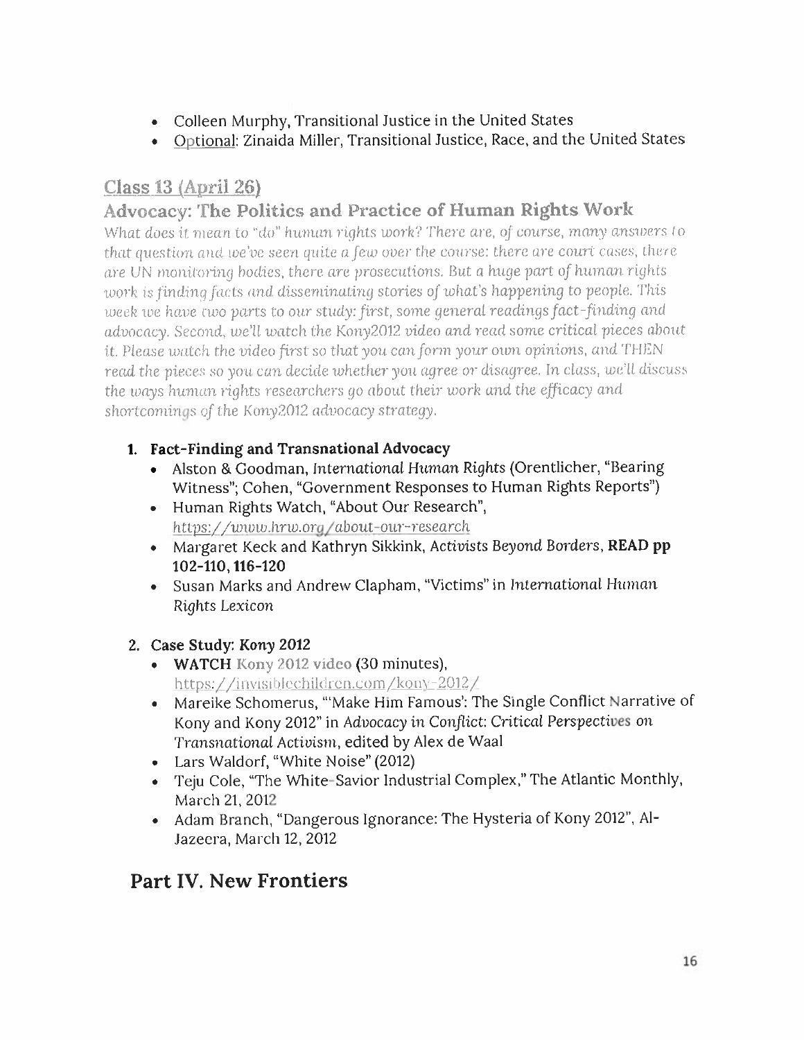- Colleen Murphy, Transitional Justice in the United States
- Optional: Zinaida Miller, Transitional Justice, Race, and the United States

## Class 13 (April 26)

### Advocacy: The Politics and Practice of Human Rights Work

*What does it mean to "do" human rights work? There are, of course, many answers to that question and we've seen quite a few over the course: there are court cases, there are UN monitoring bodies, there are prosecutions. But a huge part of human rights work is finding facts and disseminating stories of what's happening to people. This week we have two parts to our study: first, some general readings fact-finding and advocacy. Second, we'll watch the Kony2012 video and read some critical pieces about it. Please watch the video first so that you can form your own opinions, and THEN read the pieces so you can decide whether you agree or disagree. In class, we'll discuss the ways human rights researchers go about their work and the efficacy and shortcomings of the Kony2012 advocacy strategy.*

1. **Fact-Finding and Transnational Advocacy**
   - Alston & Goodman, *International Human Rights* (Orentlicher, "Bearing Witness"; Cohen, "Government Responses to Human Rights Reports")
   - Human Rights Watch, "About Our Research", *https://www.hrw.org/about-our-research*
   - Margaret Keck and Kathryn Sikkink, *Activists Beyond Borders*, **READ pp 102-110, 116-120**
   - Susan Marks and Andrew Clapham, "Victims" in *International Human Rights Lexicon*

2. **Case Study: *Kony 2012***
   - **WATCH** Kony 2012 video (30 minutes), https://invisiblechildren.com/kony-2012/
   - Mareike Schomerus, "'Make Him Famous': The Single Conflict Narrative of Kony and Kony 2012" in *Advocacy in Conflict: Critical Perspectives on Transnational Activism*, edited by Alex de Waal
   - Lars Waldorf, "White Noise" (2012)
   - Teju Cole, "The White-Savior Industrial Complex," The Atlantic Monthly, March 21, 2012
   - Adam Branch, "Dangerous Ignorance: The Hysteria of Kony 2012", Al-Jazeera, March 12, 2012

# Part IV. New Frontiers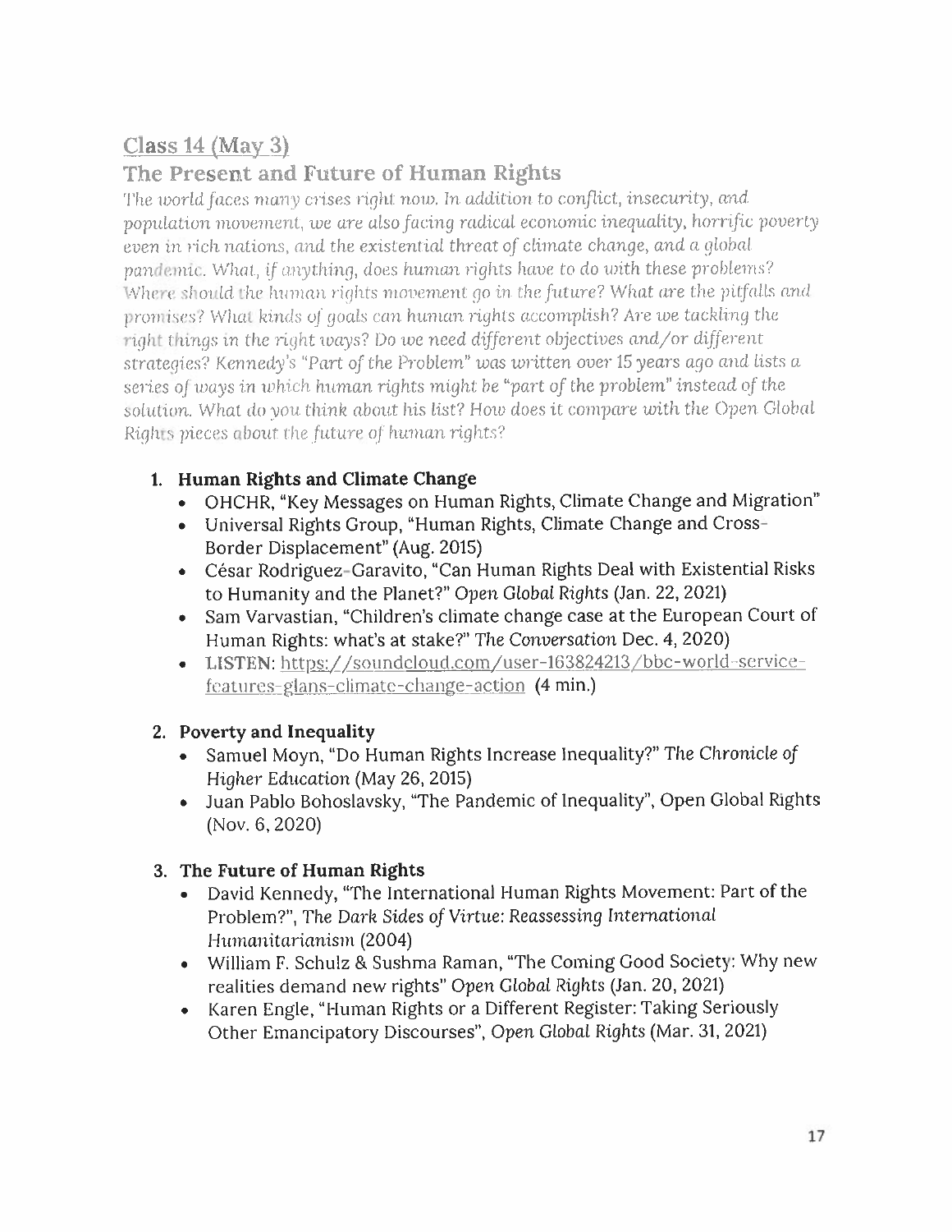## Class 14 (May 3)

## The Present and Future of Human Rights

*The world faces many crises right now. In addition to conflict, insecurity, and population movement, we are also facing radical economic inequality, horrific poverty even in rich nations, and the existential threat of climate change, and a global pandemic. What, if anything, does human rights have to do with these problems? Where should the human rights movement go in the future? What are the pitfalls and promises? What kinds of goals can human rights accomplish? Are we tackling the right things in the right ways? Do we need different objectives and/or different strategies? Kennedy's "Part of the Problem" was written over 15 years ago and lists a series of ways in which human rights might be "part of the problem" instead of the solution. What do you think about his list? How does it compare with the Open Global Rights pieces about the future of human rights?*

1. **Human Rights and Climate Change**
   - OHCHR, "Key Messages on Human Rights, Climate Change and Migration"
   - Universal Rights Group, "Human Rights, Climate Change and Cross-Border Displacement" (Aug. 2015)
   - César Rodriguez-Garavito, "Can Human Rights Deal with Existential Risks to Humanity and the Planet?" *Open Global Rights* (Jan. 22, 2021)
   - Sam Varvastian, "Children's climate change case at the European Court of Human Rights: what's at stake?" *The Conversation* Dec. 4, 2020)
   - **LISTEN**: https://soundcloud.com/user-163824213/bbc-world-service-features-glans-climate-change-action (4 min.)

2. **Poverty and Inequality**
   - Samuel Moyn, "Do Human Rights Increase Inequality?" *The Chronicle of Higher Education* (May 26, 2015)
   - Juan Pablo Bohoslavsky, "The Pandemic of Inequality", Open Global Rights (Nov. 6, 2020)

3. **The Future of Human Rights**
   - David Kennedy, "The International Human Rights Movement: Part of the Problem?", *The Dark Sides of Virtue: Reassessing International Humanitarianism* (2004)
   - William F. Schulz & Sushma Raman, "The Coming Good Society: Why new realities demand new rights" *Open Global Rights* (Jan. 20, 2021)
   - Karen Engle, "Human Rights or a Different Register: Taking Seriously Other Emancipatory Discourses", *Open Global Rights* (Mar. 31, 2021)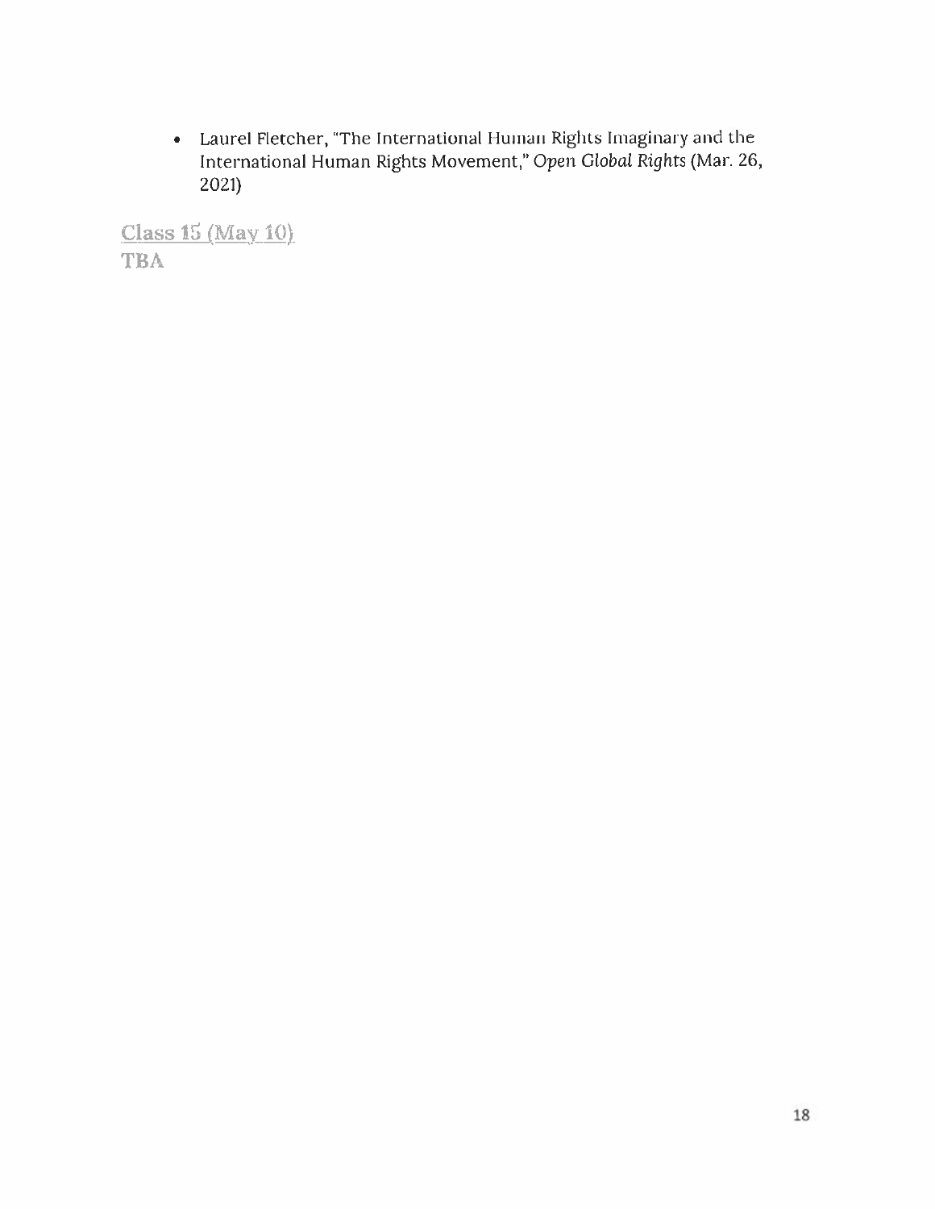- Laurel Fletcher, "The International Human Rights Imaginary and the International Human Rights Movement," *Open Global Rights* (Mar. 26, 2021)

## Class 15 (May 10)
**TBA**